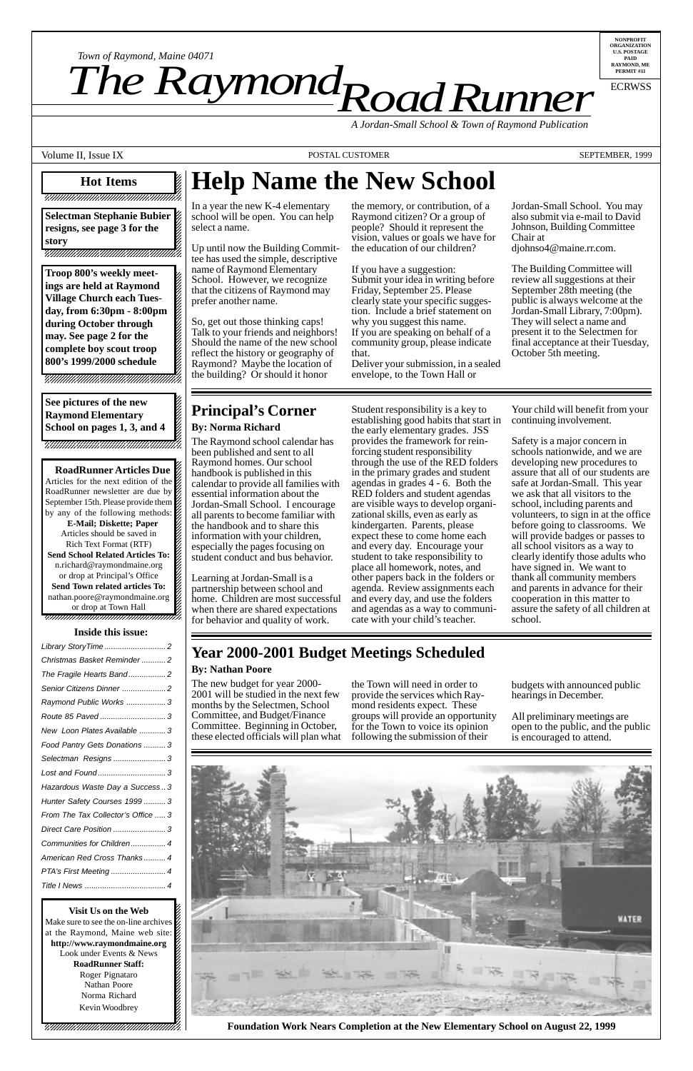*Town of Raymond, Maine 04071*

# The Raymond Road Runner

*A Jordan-Small School & Town of Raymond Publication*

NONPROFIT ORGANIZATION U.S. POSTAGE PAID RAYMOND, ME PERMIT #11

ECRWSS

Volume II, Issue IX — POSTAL CUSTOMER — SEPTEMBER, 1999

## Hot Items

**Selectman Stephanie Bubier resigns, see page 3 for the story**

**Troop 800's weekly meetings are held at Raymond Village Church each Tuesday, from 6:30pm - 8:00pm during October through may. See page 2 for the complete boy scout troop 800's 1999/2000 schedule**

**See pictures of the new Raymond Elementary School on pages 1, 3, and 4**

**RoadRunner Articles Due**

Articles for the next edition of the RoadRunner newsletter are due by September 15th. Please provide them by any of the following methods:

**E-Mail; Diskette; Paper**

Articles should be saved in Rich Text Format (RTF)

**Send School Related Articles To:**
n.richard@raymondmaine.org
or drop at Principal's Office

**Send Town related articles To:**
nathan.poore@raymondmaine.org
or drop at Town Hall

**Inside this issue:**

- Library StoryTime ... 2
- Christmas Basket Reminder ... 2
- The Fragile Hearts Band ... 2
- Senior Citizens Dinner ... 2
- Raymond Public Works ... 3
- Route 85 Paved ... 3
- New Loon Plates Available ... 3
- Food Pantry Gets Donations ... 3
- Selectman Resigns ... 3
- Lost and Found ... 3
- Hazardous Waste Day a Success ... 3
- Hunter Safety Courses 1999 ... 3
- From The Tax Collector's Office ... 3
- Direct Care Position ... 3
- Communities for Children ... 4
- American Red Cross Thanks ... 4
- PTA's First Meeting ... 4
- Title I News ... 4

**Visit Us on the Web**

Make sure to see the on-line archives at the Raymond, Maine web site:
**http://www.raymondmaine.org**
Look under Events & News

**RoadRunner Staff:**
Roger Pignataro
Nathan Poore
Norma Richard
Kevin Woodbrey

# Help Name the New School

In a year the new K-4 elementary school will be open. You can help select a name.

Up until now the Building Committee has used the simple, descriptive name of Raymond Elementary School. However, we recognize that the citizens of Raymond may prefer another name.

So, get out those thinking caps! Talk to your friends and neighbors! Should the name of the new school reflect the history or geography of Raymond? Maybe the location of the building? Or should it honor the memory, or contribution, of a Raymond citizen? Or a group of people? Should it represent the vision, values or goals we have for the education of our children?

If you have a suggestion:
Submit your idea in writing before Friday, September 25. Please clearly state your specific suggestion. Include a brief statement on why you suggest this name.
If you are speaking on behalf of a community group, please indicate that.
Deliver your submission, in a sealed envelope, to the Town Hall or Jordan-Small School. You may also submit via e-mail to David Johnson, Building Committee Chair at djohnso4@maine.rr.com.

The Building Committee will review all suggestions at their September 28th meeting (the public is always welcome at the Jordan-Small Library, 7:00pm). They will select a name and present it to the Selectmen for final acceptance at their Tuesday, October 5th meeting.

## Principal's Corner

**By: Norma Richard**

The Raymond school calendar has been published and sent to all Raymond homes. Our school handbook is published in this calendar to provide all families with essential information about the Jordan-Small School. I encourage all parents to become familiar with the handbook and to share this information with your children, especially the pages focusing on student conduct and bus behavior.

Learning at Jordan-Small is a partnership between school and home. Children are most successful when there are shared expectations for behavior and quality of work. Student responsibility is a key to establishing good habits that start in the early elementary grades. JSS provides the framework for reinforcing student responsibility through the use of the RED folders in the primary grades and student agendas in grades 4 - 6. Both the RED folders and student agendas are visible ways to develop organizational skills, even as early as kindergarten. Parents, please expect these to come home each and every day. Encourage your student to take responsibility to place all homework, notes, and other papers back in the folders or agenda. Review assignments each and every day, and use the folders and agendas as a way to communicate with your child's teacher. Your child will benefit from your continuing involvement.

Safety is a major concern in schools nationwide, and we are developing new procedures to assure that all of our students are safe at Jordan-Small. This year we ask that all visitors to the school, including parents and volunteers, to sign in at the office before going to classrooms. We will provide badges or passes to all school visitors as a way to clearly identify those adults who have signed in. We want to thank all community members and parents in advance for their cooperation in this matter to assure the safety of all children at school.

## Year 2000-2001 Budget Meetings Scheduled

**By: Nathan Poore**

The new budget for year 2000-2001 will be studied in the next few months by the Selectmen, School Committee, and Budget/Finance Committee. Beginning in October, these elected officials will plan what the Town will need in order to provide the services which Raymond residents expect. These groups will provide an opportunity for the Town to voice its opinion following the submission of their budgets with announced public hearings in December.

All preliminary meetings are open to the public, and the public is encouraged to attend.

**Foundation Work Nears Completion at the New Elementary School on August 22, 1999**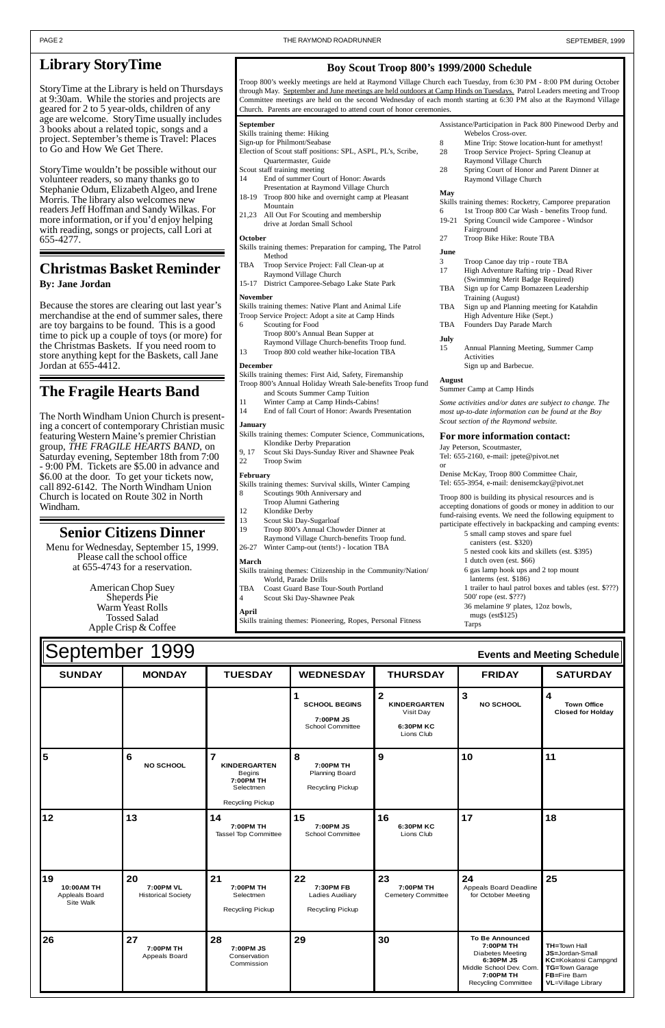## Library StoryTime

StoryTime at the Library is held on Thursdays at 9:30am. While the stories and projects are geared for 2 to 5 year-olds, children of any age are welcome. StoryTime usually includes 3 books about a related topic, songs and a project. September's theme is Travel: Places to Go and How We Get There.

StoryTime wouldn't be possible without our volunteer readers, so many thanks go to Stephanie Odum, Elizabeth Algeo, and Irene Morris. The library also welcomes new readers Jeff Hoffman and Sandy Wilkas. For more information, or if you'd enjoy helping with reading, songs or projects, call Lori at 655-4277.

## Christmas Basket Reminder

**By: Jane Jordan**

Because the stores are clearing out last year's merchandise at the end of summer sales, there are toy bargains to be found. This is a good time to pick up a couple of toys (or more) for the Christmas Baskets. If you need room to store anything kept for the Baskets, call Jane Jordan at 655-4412.

## The Fragile Hearts Band

The North Windham Union Church is presenting a concert of contemporary Christian music featuring Western Maine's premier Christian group, *THE FRAGILE HEARTS BAND*, on Saturday evening, September 18th from 7:00 - 9:00 PM. Tickets are $5.00 in advance and $6.00 at the door. To get your tickets now, call 892-6142. The North Windham Union Church is located on Route 302 in North Windham.

## Senior Citizens Dinner

Menu for Wednesday, September 15, 1999. Please call the school office at 655-4743 for a reservation.

American Chop Suey
Sheperds Pie
Warm Yeast Rolls
Tossed Salad
Apple Crisp & Coffee

## Boy Scout Troop 800's 1999/2000 Schedule

Troop 800's weekly meetings are held at Raymond Village Church each Tuesday, from 6:30 PM - 8:00 PM during October through May. September and June meetings are held outdoors at Camp Hinds on Tuesdays. Patrol Leaders meeting and Troop Committee meetings are held on the second Wednesday of each month starting at 6:30 PM also at the Raymond Village Church. Parents are encouraged to attend court of honor ceremonies.

**September**
Skills training theme: Hiking
Sign-up for Philmont/Seabase
Election of Scout staff positions: SPL, ASPL, PL's, Scribe, Quartermaster, Guide
Scout staff training meeting
14 End of summer Court of Honor: Awards Presentation at Raymond Village Church
18-19 Troop 800 hike and overnight camp at Pleasant Mountain
21,23 All Out For Scouting and membership drive at Jordan Small School

**October**
Skills training themes: Preparation for camping, The Patrol Method
TBA Troop Service Project: Fall Clean-up at Raymond Village Church
15-17 District Camporee-Sebago Lake State Park

**November**
Skills training themes: Native Plant and Animal Life
Troop Service Project: Adopt a site at Camp Hinds
6 Scouting for Food
Troop 800's Annual Bean Supper at Raymond Village Church-benefits Troop fund.
13 Troop 800 cold weather hike-location TBA

**December**
Skills training themes: First Aid, Safety, Firemanship
Troop 800's Annual Holiday Wreath Sale-benefits Troop fund and Scouts Summer Camp Tuition
11 Winter Camp at Camp Hinds-Cabins!
14 End of fall Court of Honor: Awards Presentation

**January**
Skills training themes: Computer Science, Communications, Klondike Derby Preparation
9, 17 Scout Ski Days-Sunday River and Shawnee Peak
22 Troop Swim

**February**
Skills training themes: Survival skills, Winter Camping
8 Scoutings 90th Anniversary and Troop Alumni Gathering
12 Klondike Derby
13 Scout Ski Day-Sugarloaf
19 Troop 800's Annual Chowder Dinner at Raymond Village Church-benefits Troop fund.
26-27 Winter Camp-out (tents!) - location TBA

**March**
Skills training themes: Citizenship in the Community/Nation/World, Parade Drills
TBA Coast Guard Base Tour-South Portland
4 Scout Ski Day-Shawnee Peak

**April**
Skills training themes: Pioneering, Ropes, Personal Fitness
Assistance/Participation in Pack 800 Pinewood Derby and Webelos Cross-over.
8 Mine Trip: Stowe location-hunt for amethyst!
28 Troop Service Project- Spring Cleanup at Raymond Village Church
28 Spring Court of Honor and Parent Dinner at Raymond Village Church

**May**
Skills training themes: Rocketry, Camporee preparation
6 1st Troop 800 Car Wash - benefits Troop fund.
19-21 Spring Council wide Camporee - Windsor Fairground
27 Troop Bike Hike: Route TBA

**June**
3 Troop Canoe day trip - route TBA
17 High Adventure Rafting trip - Dead River (Swimming Merit Badge Required)
TBA Sign up for Camp Bomazeen Leadership Training (August)
TBA Sign up and Planning meeting for Katahdin High Adventure Hike (Sept.)
TBA Founders Day Parade March

**July**
15 Annual Planning Meeting, Summer Camp Activities
Sign up and Barbecue.

**August**
Summer Camp at Camp Hinds

*Some activities and/or dates are subject to change. The most up-to-date information can be found at the Boy Scout section of the Raymond website.*

### For more information contact:

Jay Peterson, Scoutmaster,
Tel: 655-2160, e-mail: jpete@pivot.net
or
Denise McKay, Troop 800 Committee Chair,
Tel: 655-3954, e-mail: denisemckay@pivot.net

Troop 800 is building its physical resources and is accepting donations of goods or money in addition to our fund-raising events. We need the following equipment to participate effectively in backpacking and camping events:

- 5 small camp stoves and spare fuel canisters (est. $320)
- 5 nested cook kits and skillets (est. $395)
- 1 dutch oven (est. $66)
- 6 gas lamp hook ups and 2 top mount lanterns (est. $186)
- 1 trailer to haul patrol boxes and tables (est. $???)
- 500' rope (est. $???)
- 36 melamine 9' plates, 12oz bowls, mugs (est$125)
- Tarps

## September 1999 — Events and Meeting Schedule

| SUNDAY | MONDAY | TUESDAY | WEDNESDAY | THURSDAY | FRIDAY | SATURDAY |
|---|---|---|---|---|---|---|
| | | | **1** SCHOOL BEGINS; 7:00PM JS School Committee | **2** KINDERGARTEN Visit Day; 6:30PM KC Lions Club | **3** NO SCHOOL | **4** Town Office Closed for Holday |
| **5** | **6** NO SCHOOL | **7** KINDERGARTEN Begins; 7:00PM TH Selectmen; Recycling Pickup | **8** 7:00PM TH Planning Board; Recycling Pickup | **9** | **10** | **11** |
| **12** | **13** | **14** 7:00PM TH Tassel Top Committee | **15** 7:00PM JS School Committee | **16** 6:30PM KC Lions Club | **17** | **18** |
| **19** 10:00AM TH Appleals Board Site Walk | **20** 7:00PM VL Historical Society | **21** 7:00PM TH Selectmen; Recycling Pickup | **22** 7:30PM FB Ladies Auxiliary; Recycling Pickup | **23** 7:00PM TH Cemetery Committee | **24** Appeals Board Deadline for October Meeting | **25** |
| **26** | **27** 7:00PM TH Appeals Board | **28** 7:00PM JS Conservation Commission | **29** | **30** | To Be Announced: 7:00PM TH Diabetes Meeting; 6:30PM JS Middle School Dev. Com.; 7:00PM TH Recycling Committee | TH=Town Hall; JS=Jordan-Small; KC=Kokatosi Campgnd; TG=Town Garage; FB=Fire Barn; VL=Village Library |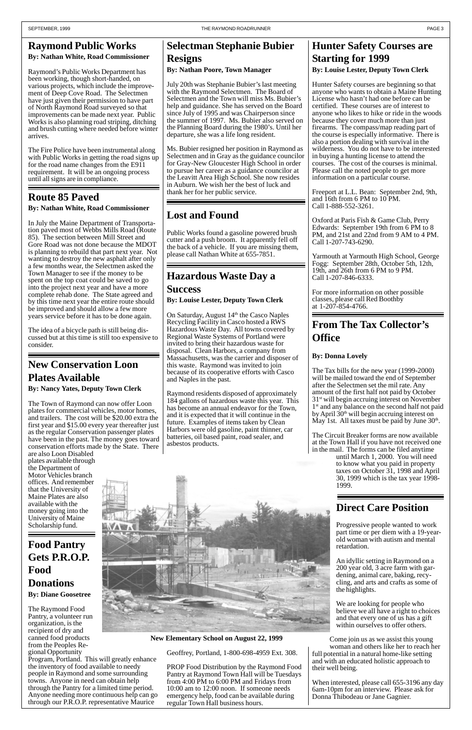## Raymond Public Works

**By: Nathan White, Road Commissioner**

Raymond's Public Works Department has been working, though short-handed, on various projects, which include the improvement of Deep Cove Road. The Selectmen have just given their permission to have part of North Raymond Road surveyed so that improvements can be made next year. Public Works is also planning road striping, ditching and brush cutting where needed before winter arrives.

The Fire Police have been instrumental along with Public Works in getting the road signs up for the road name changes from the E911 requirement. It will be an ongoing process until all signs are in compliance.

## Route 85 Paved

**By: Nathan White, Road Commissioner**

In July the Maine Department of Transportation paved most of Webbs Mills Road (Route 85). The section between Mill Street and Gore Road was not done because the MDOT is planning to rebuild that part next year. Not wanting to destroy the new asphalt after only a few months wear, the Selectmen asked the Town Manager to see if the money to be spent on the top coat could be saved to go into the project next year and have a more complete rehab done. The State agreed and by this time next year the entire route should be improved and should allow a few more years service before it has to be done again.

The idea of a bicycle path is still being discussed but at this time is still too expensive to consider.

## New Conservation Loon Plates Available

**By: Nancy Yates, Deputy Town Clerk**

The Town of Raymond can now offer Loon plates for commercial vehicles, motor homes, and trailers. The cost will be $20.00 extra the first year and $15.00 every year thereafter just as the regular Conservation passenger plates have been in the past. The money goes toward conservation efforts made by the State. There are also Loon Disabled plates available through the Department of Motor Vehicles branch offices. And remember that the University of Maine Plates are also available with the money going into the University of Maine Scholarship fund.

## Food Pantry Gets P.R.O.P. Food Donations

**By: Diane Goosetree**

The Raymond Food Pantry, a volunteer run organization, is the recipient of dry and canned food products from the Peoples Regional Opportunity Program, Portland. This will greatly enhance the inventory of food available to needy people in Raymond and some surrounding towns. Anyone in need can obtain help through the Pantry for a limited time period. Anyone needing more continuous help can go through our P.R.O.P. representative Maurice Geoffrey, Portland, 1-800-698-4959 Ext. 308.

PROP Food Distribution by the Raymond Food Pantry at Raymond Town Hall will be Tuesdays from 4:00 PM to 6:00 PM and Fridays from 10:00 am to 12:00 noon. If someone needs emergency help, food can be available during regular Town Hall business hours.

## Selectman Stephanie Bubier Resigns

**By: Nathan Poore, Town Manager**

July 20th was Stephanie Bubier's last meeting with the Raymond Selectmen. The Board of Selectmen and the Town will miss Ms. Bubier's help and guidance. She has served on the Board since July of 1995 and was Chairperson since the summer of 1997. Ms. Bubier also served on the Planning Board during the 1980's. Until her departure, she was a life long resident.

Ms. Bubier resigned her position in Raymond as Selectmen and in Gray as the guidance councilor for Gray-New Gloucester High School in order to pursue her career as a guidance councilor at the Leavitt Area High School. She now resides in Auburn. We wish her the best of luck and thank her for her public service.

## Lost and Found

Public Works found a gasoline powered brush cutter and a push broom. It apparently fell off the back of a vehicle. If you are missing them, please call Nathan White at 655-7851.

## Hazardous Waste Day a Success

**By: Louise Lester, Deputy Town Clerk**

On Saturday, August 14th the Casco Naples Recycling Facility in Casco hosted a RWS Hazardous Waste Day. All towns covered by Regional Waste Systems of Portland were invited to bring their hazardous waste for disposal. Clean Harbors, a company from Massachusetts, was the carrier and disposer of this waste. Raymond was invited to join because of its cooperative efforts with Casco and Naples in the past.

Raymond residents disposed of approximately 184 gallons of hazardous waste this year. This has become an annual endeavor for the Town, and it is expected that it will continue in the future. Examples of items taken by Clean Harbors were old gasoline, paint thinner, car batteries, oil based paint, road sealer, and asbestos products.

**New Elementary School on August 22, 1999**

## Hunter Safety Courses are Starting for 1999

**By: Louise Lester, Deputy Town Clerk**

Hunter Safety courses are beginning so that anyone who wants to obtain a Maine Hunting License who hasn't had one before can be certified. These courses are of interest to anyone who likes to hike or ride in the woods because they cover much more than just firearms. The compass/map reading part of the course is especially informative. There is also a portion dealing with survival in the wilderness. You do not have to be interested in buying a hunting license to attend the courses. The cost of the courses is minimal. Please call the noted people to get more information on a particular course.

Freeport at L.L. Bean: September 2nd, 9th, and 16th from 6 PM to 10 PM.
Call 1-888-552-3261.

Oxford at Paris Fish & Game Club, Perry Edwards: September 19th from 6 PM to 8 PM, and 21st and 22nd from 9 AM to 4 PM. Call 1-207-743-6290.

Yarmouth at Yarmouth High School, George Fogg: September 28th, October 5th, 12th, 19th, and 26th from 6 PM to 9 PM.
Call 1-207-846-6333.

For more information on other possible classes, please call Red Boothby at 1-207-854-4766.

## From The Tax Collector's Office

**By: Donna Lovely**

The Tax bills for the new year (1999-2000) will be mailed toward the end of September after the Selectmen set the mil rate. Any amount of the first half not paid by October 31st will begin accruing interest on November 1st and any balance on the second half not paid by April 30th will begin accruing interest on May 1st. All taxes must be paid by June 30th.

The Circuit Breaker forms are now available at the Town Hall if you have not received one in the mail. The forms can be filed anytime until March 1, 2000. You will need to know what you paid in property taxes on October 31, 1998 and April 30, 1999 which is the tax year 1998-1999.

## Direct Care Position

Progressive people wanted to work part time or per diem with a 19-year-old woman with autism and mental retardation.

An idyllic setting in Raymond on a 200 year old, 3 acre farm with gardening, animal care, baking, recycling, and arts and crafts as some of the highlights.

We are looking for people who believe we all have a right to choices and that every one of us has a gift within ourselves to offer others.

Come join us as we assist this young woman and others like her to reach her full potential in a natural home-like setting and with an educated holistic approach to their well being.

When interested, please call 655-3196 any day 6am-10pm for an interview. Please ask for Donna Thibodeau or Jane Gagnier.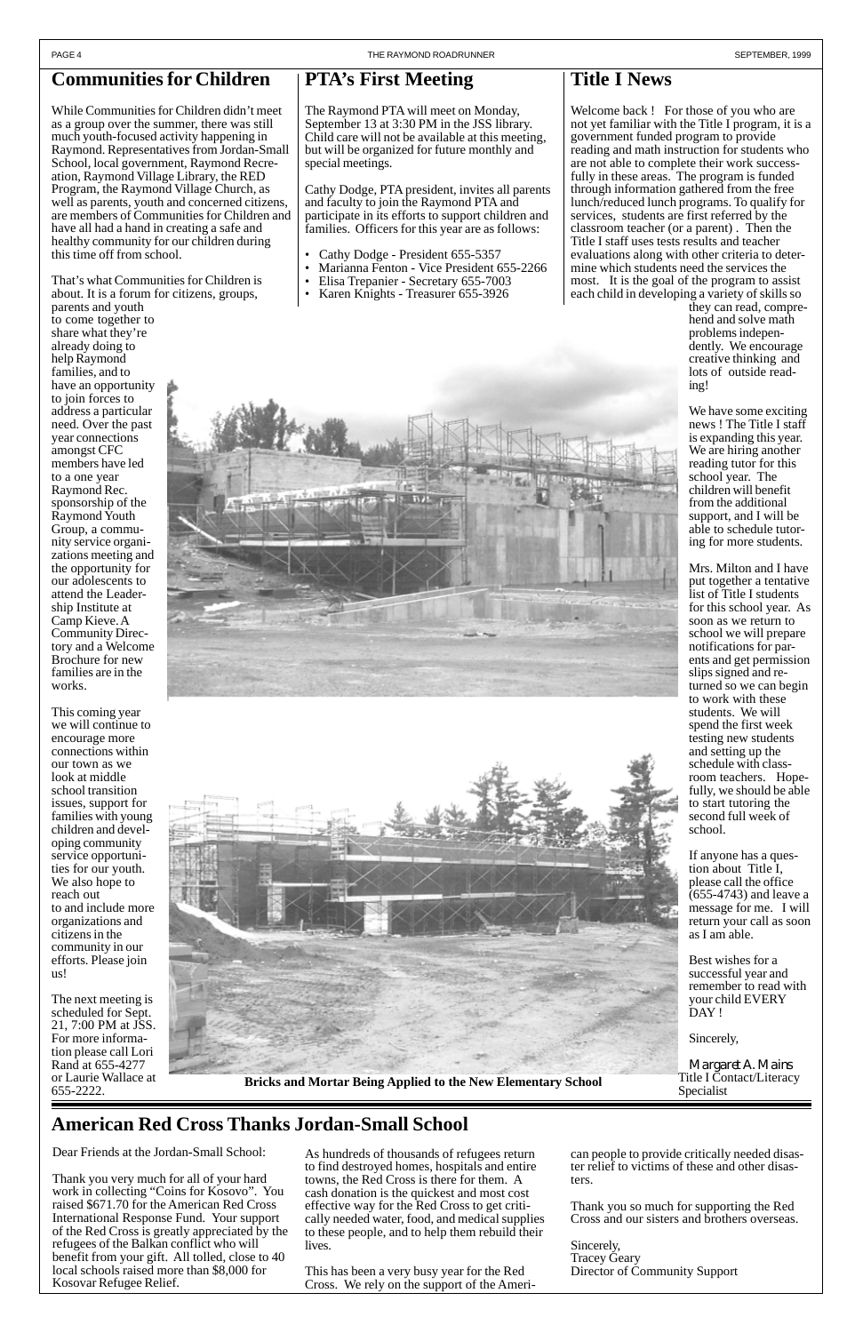## Communities for Children

While Communities for Children didn't meet as a group over the summer, there was still much youth-focused activity happening in Raymond. Representatives from Jordan-Small School, local government, Raymond Recreation, Raymond Village Library, the RED Program, the Raymond Village Church, as well as parents, youth and concerned citizens, are members of Communities for Children and have all had a hand in creating a safe and healthy community for our children during this time off from school.

That's what Communities for Children is about. It is a forum for citizens, groups, parents and youth to come together to share what they're already doing to help Raymond families, and to have an opportunity to join forces to address a particular need. Over the past year connections amongst CFC members have led to a one year Raymond Rec. sponsorship of the Raymond Youth Group, a community service organizations meeting and the opportunity for our adolescents to attend the Leadership Institute at Camp Kieve. A Community Directory and a Welcome Brochure for new families are in the works.

This coming year we will continue to encourage more connections within our town as we look at middle school transition issues, support for families with young children and developing community service opportunities for our youth. We also hope to reach out to and include more organizations and citizens in the community in our efforts. Please join us!

The next meeting is scheduled for Sept. 21, 7:00 PM at JSS. For more information please call Lori Rand at 655-4277 or Laurie Wallace at 655-2222.

## PTA's First Meeting

The Raymond PTA will meet on Monday, September 13 at 3:30 PM in the JSS library. Child care will not be available at this meeting, but will be organized for future monthly and special meetings.

Cathy Dodge, PTA president, invites all parents and faculty to join the Raymond PTA and participate in its efforts to support children and families. Officers for this year are as follows:

- Cathy Dodge - President 655-5357
- Marianna Fenton - Vice President 655-2266
- Elisa Trepanier - Secretary 655-7003
- Karen Knights - Treasurer 655-3926

## Title I News

Welcome back ! For those of you who are not yet familiar with the Title I program, it is a government funded program to provide reading and math instruction for students who are not able to complete their work successfully in these areas. The program is funded through information gathered from the free lunch/reduced lunch programs. To qualify for services, students are first referred by the classroom teacher (or a parent) . Then the Title I staff uses tests results and teacher evaluations along with other criteria to determine which students need the services the most. It is the goal of the program to assist each child in developing a variety of skills so they can read, comprehend and solve math problems independently. We encourage creative thinking and lots of outside reading!

We have some exciting news ! The Title I staff is expanding this year. We are hiring another reading tutor for this school year. The children will benefit from the additional support, and I will be able to schedule tutoring for more students.

Mrs. Milton and I have put together a tentative list of Title I students for this school year. As soon as we return to school we will prepare notifications for parents and get permission slips signed and returned so we can begin to work with these students. We will spend the first week testing new students and setting up the schedule with classroom teachers. Hopefully, we should be able to start tutoring the second full week of school.

If anyone has a question about Title I, please call the office (655-4743) and leave a message for me. I will return your call as soon as I am able.

Best wishes for a successful year and remember to read with your child EVERY DAY !

Sincerely,

*Margaret A. Mains*
Title I Contact/Literacy Specialist

**Bricks and Mortar Being Applied to the New Elementary School**

## American Red Cross Thanks Jordan-Small School

Dear Friends at the Jordan-Small School:

Thank you very much for all of your hard work in collecting "Coins for Kosovo". You raised $671.70 for the American Red Cross International Response Fund. Your support of the Red Cross is greatly appreciated by the refugees of the Balkan conflict who will benefit from your gift. All tolled, close to 40 local schools raised more than $8,000 for Kosovar Refugee Relief.

As hundreds of thousands of refugees return to find destroyed homes, hospitals and entire towns, the Red Cross is there for them. A cash donation is the quickest and most cost effective way for the Red Cross to get critically needed water, food, and medical supplies to these people, and to help them rebuild their lives.

This has been a very busy year for the Red Cross. We rely on the support of the American people to provide critically needed disaster relief to victims of these and other disasters.

Thank you so much for supporting the Red Cross and our sisters and brothers overseas.

Sincerely,
Tracey Geary
Director of Community Support